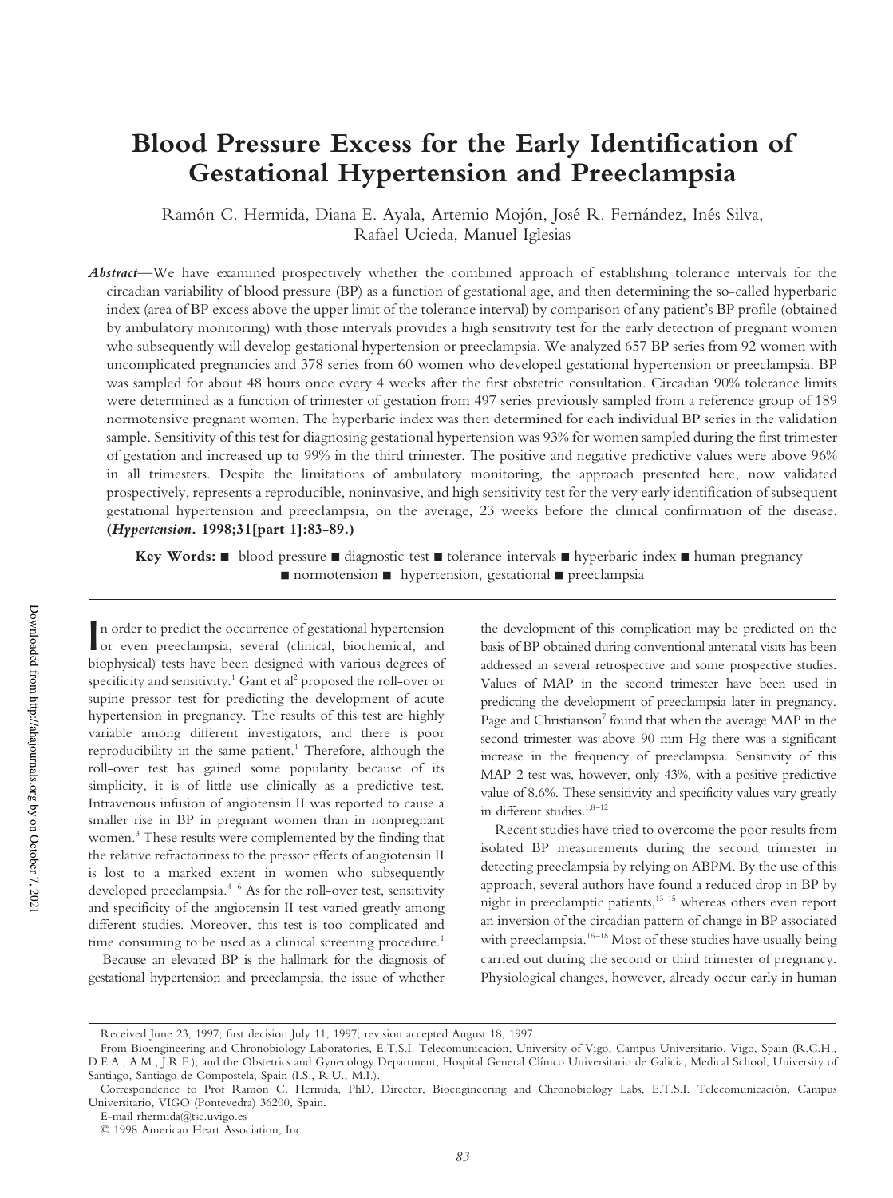# Blood Pressure Excess for the Early Identification of Gestational Hypertension and Preeclampsia

Ramón C. Hermida, Diana E. Ayala, Artemio Mojón, José R. Fernández, Inés Silva, Rafael Ucieda, Manuel Iglesias

***Abstract***—We have examined prospectively whether the combined approach of establishing tolerance intervals for the circadian variability of blood pressure (BP) as a function of gestational age, and then determining the so-called hyperbaric index (area of BP excess above the upper limit of the tolerance interval) by comparison of any patient's BP profile (obtained by ambulatory monitoring) with those intervals provides a high sensitivity test for the early detection of pregnant women who subsequently will develop gestational hypertension or preeclampsia. We analyzed 657 BP series from 92 women with uncomplicated pregnancies and 378 series from 60 women who developed gestational hypertension or preeclampsia. BP was sampled for about 48 hours once every 4 weeks after the first obstetric consultation. Circadian 90% tolerance limits were determined as a function of trimester of gestation from 497 series previously sampled from a reference group of 189 normotensive pregnant women. The hyperbaric index was then determined for each individual BP series in the validation sample. Sensitivity of this test for diagnosing gestational hypertension was 93% for women sampled during the first trimester of gestation and increased up to 99% in the third trimester. The positive and negative predictive values were above 96% in all trimesters. Despite the limitations of ambulatory monitoring, the approach presented here, now validated prospectively, represents a reproducible, noninvasive, and high sensitivity test for the very early identification of subsequent gestational hypertension and preeclampsia, on the average, 23 weeks before the clinical confirmation of the disease. **(*Hypertension*. 1998;31[part 1]:83-89.)**

**Key Words:** ■ blood pressure ■ diagnostic test ■ tolerance intervals ■ hyperbaric index ■ human pregnancy ■ normotension ■ hypertension, gestational ■ preeclampsia

In order to predict the occurrence of gestational hypertension or even preeclampsia, several (clinical, biochemical, and biophysical) tests have been designed with various degrees of specificity and sensitivity.[1] Gant et al[2] proposed the roll-over or supine pressor test for predicting the development of acute hypertension in pregnancy. The results of this test are highly variable among different investigators, and there is poor reproducibility in the same patient.[1] Therefore, although the roll-over test has gained some popularity because of its simplicity, it is of little use clinically as a predictive test. Intravenous infusion of angiotensin II was reported to cause a smaller rise in BP in pregnant women than in nonpregnant women.[3] These results were complemented by the finding that the relative refractoriness to the pressor effects of angiotensin II is lost to a marked extent in women who subsequently developed preeclampsia.[4–6] As for the roll-over test, sensitivity and specificity of the angiotensin II test varied greatly among different studies. Moreover, this test is too complicated and time consuming to be used as a clinical screening procedure.[1]

Because an elevated BP is the hallmark for the diagnosis of gestational hypertension and preeclampsia, the issue of whether the development of this complication may be predicted on the basis of BP obtained during conventional antenatal visits has been addressed in several retrospective and some prospective studies. Values of MAP in the second trimester have been used in predicting the development of preeclampsia later in pregnancy. Page and Christianson[7] found that when the average MAP in the second trimester was above 90 mm Hg there was a significant increase in the frequency of preeclampsia. Sensitivity of this MAP-2 test was, however, only 43%, with a positive predictive value of 8.6%. These sensitivity and specificity values vary greatly in different studies.[1,8–12]

Recent studies have tried to overcome the poor results from isolated BP measurements during the second trimester in detecting preeclampsia by relying on ABPM. By the use of this approach, several authors have found a reduced drop in BP by night in preeclamptic patients,[13–15] whereas others even report an inversion of the circadian pattern of change in BP associated with preeclampsia.[16–18] Most of these studies have usually being carried out during the second or third trimester of pregnancy. Physiological changes, however, already occur early in human

Received June 23, 1997; first decision July 11, 1997; revision accepted August 18, 1997.

From Bioengineering and Chronobiology Laboratories, E.T.S.I. Telecomunicación, University of Vigo, Campus Universitario, Vigo, Spain (R.C.H., D.E.A., A.M., J.R.F.); and the Obstetrics and Gynecology Department, Hospital General Clínico Universitario de Galicia, Medical School, University of Santiago, Santiago de Compostela, Spain (I.S., R.U., M.I.).

Correspondence to Prof Ramón C. Hermida, PhD, Director, Bioengineering and Chronobiology Labs, E.T.S.I. Telecomunicación, Campus Universitario, VIGO (Pontevedra) 36200, Spain.

E-mail rhermida@tsc.uvigo.es

© 1998 American Heart Association, Inc.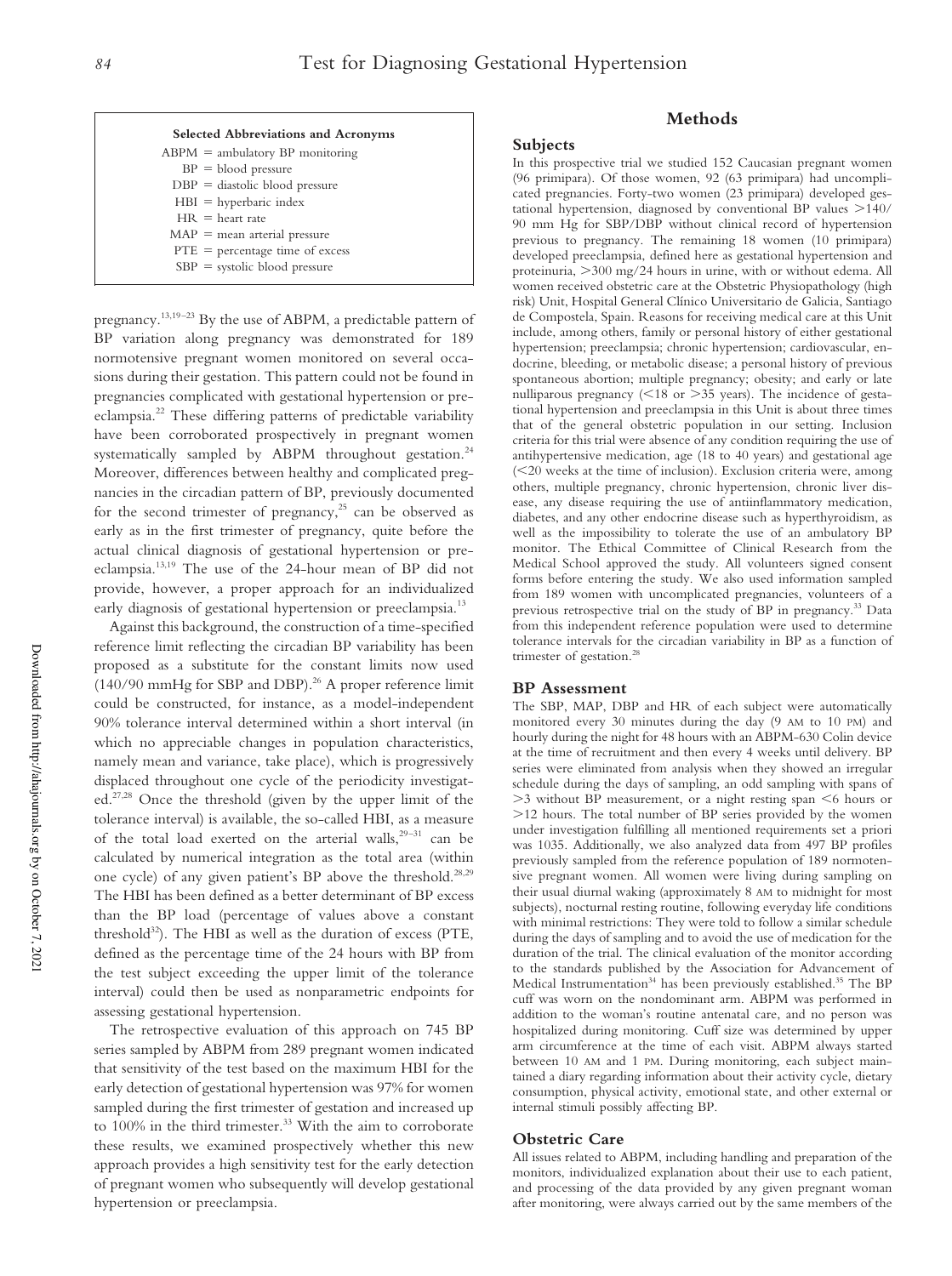**Selected Abbreviations and Acronyms**

ABPM = ambulatory BP monitoring
BP = blood pressure
DBP = diastolic blood pressure
HBI = hyperbaric index
HR = heart rate
MAP = mean arterial pressure
PTE = percentage time of excess
SBP = systolic blood pressure

pregnancy.[13,19–23] By the use of ABPM, a predictable pattern of BP variation along pregnancy was demonstrated for 189 normotensive pregnant women monitored on several occasions during their gestation. This pattern could not be found in pregnancies complicated with gestational hypertension or preeclampsia.[22] These differing patterns of predictable variability have been corroborated prospectively in pregnant women systematically sampled by ABPM throughout gestation.[24] Moreover, differences between healthy and complicated pregnancies in the circadian pattern of BP, previously documented for the second trimester of pregnancy,[25] can be observed as early as in the first trimester of pregnancy, quite before the actual clinical diagnosis of gestational hypertension or preeclampsia.[13,19] The use of the 24-hour mean of BP did not provide, however, a proper approach for an individualized early diagnosis of gestational hypertension or preeclampsia.[13]

Against this background, the construction of a time-specified reference limit reflecting the circadian BP variability has been proposed as a substitute for the constant limits now used (140/90 mmHg for SBP and DBP).[26] A proper reference limit could be constructed, for instance, as a model-independent 90% tolerance interval determined within a short interval (in which no appreciable changes in population characteristics, namely mean and variance, take place), which is progressively displaced throughout one cycle of the periodicity investigated.[27,28] Once the threshold (given by the upper limit of the tolerance interval) is available, the so-called HBI, as a measure of the total load exerted on the arterial walls,[29–31] can be calculated by numerical integration as the total area (within one cycle) of any given patient's BP above the threshold.[28,29] The HBI has been defined as a better determinant of BP excess than the BP load (percentage of values above a constant threshold[32]). The HBI as well as the duration of excess (PTE, defined as the percentage time of the 24 hours with BP from the test subject exceeding the upper limit of the tolerance interval) could then be used as nonparametric endpoints for assessing gestational hypertension.

The retrospective evaluation of this approach on 745 BP series sampled by ABPM from 289 pregnant women indicated that sensitivity of the test based on the maximum HBI for the early detection of gestational hypertension was 97% for women sampled during the first trimester of gestation and increased up to 100% in the third trimester.[33] With the aim to corroborate these results, we examined prospectively whether this new approach provides a high sensitivity test for the early detection of pregnant women who subsequently will develop gestational hypertension or preeclampsia.

## Methods

### Subjects

In this prospective trial we studied 152 Caucasian pregnant women (96 primipara). Of those women, 92 (63 primipara) had uncomplicated pregnancies. Forty-two women (23 primipara) developed gestational hypertension, diagnosed by conventional BP values >140/90 mm Hg for SBP/DBP without clinical record of hypertension previous to pregnancy. The remaining 18 women (10 primipara) developed preeclampsia, defined here as gestational hypertension and proteinuria, >300 mg/24 hours in urine, with or without edema. All women received obstetric care at the Obstetric Physiopathology (high risk) Unit, Hospital General Clínico Universitario de Galicia, Santiago de Compostela, Spain. Reasons for receiving medical care at this Unit include, among others, family or personal history of either gestational hypertension; preeclampsia; chronic hypertension; cardiovascular, endocrine, bleeding, or metabolic disease; a personal history of previous spontaneous abortion; multiple pregnancy; obesity; and early or late nulliparous pregnancy (<18 or >35 years). The incidence of gestational hypertension and preeclampsia in this Unit is about three times that of the general obstetric population in our setting. Inclusion criteria for this trial were absence of any condition requiring the use of antihypertensive medication, age (18 to 40 years) and gestational age (<20 weeks at the time of inclusion). Exclusion criteria were, among others, multiple pregnancy, chronic hypertension, chronic liver disease, any disease requiring the use of antiinflammatory medication, diabetes, and any other endocrine disease such as hyperthyroidism, as well as the impossibility to tolerate the use of an ambulatory BP monitor. The Ethical Committee of Clinical Research from the Medical School approved the study. All volunteers signed consent forms before entering the study. We also used information sampled from 189 women with uncomplicated pregnancies, volunteers of a previous retrospective trial on the study of BP in pregnancy.[33] Data from this independent reference population were used to determine tolerance intervals for the circadian variability in BP as a function of trimester of gestation.[28]

### BP Assessment

The SBP, MAP, DBP and HR of each subject were automatically monitored every 30 minutes during the day (9 AM to 10 PM) and hourly during the night for 48 hours with an ABPM-630 Colin device at the time of recruitment and then every 4 weeks until delivery. BP series were eliminated from analysis when they showed an irregular schedule during the days of sampling, an odd sampling with spans of >3 without BP measurement, or a night resting span <6 hours or >12 hours. The total number of BP series provided by the women under investigation fulfilling all mentioned requirements set a priori was 1035. Additionally, we also analyzed data from 497 BP profiles previously sampled from the reference population of 189 normotensive pregnant women. All women were living during sampling on their usual diurnal waking (approximately 8 AM to midnight for most subjects), nocturnal resting routine, following everyday life conditions with minimal restrictions: They were told to follow a similar schedule during the days of sampling and to avoid the use of medication for the duration of the trial. The clinical evaluation of the monitor according to the standards published by the Association for Advancement of Medical Instrumentation[34] has been previously established.[35] The BP cuff was worn on the nondominant arm. ABPM was performed in addition to the woman's routine antenatal care, and no person was hospitalized during monitoring. Cuff size was determined by upper arm circumference at the time of each visit. ABPM always started between 10 AM and 1 PM. During monitoring, each subject maintained a diary regarding information about their activity cycle, dietary consumption, physical activity, emotional state, and other external or internal stimuli possibly affecting BP.

### Obstetric Care

All issues related to ABPM, including handling and preparation of the monitors, individualized explanation about their use to each patient, and processing of the data provided by any given pregnant woman after monitoring, were always carried out by the same members of the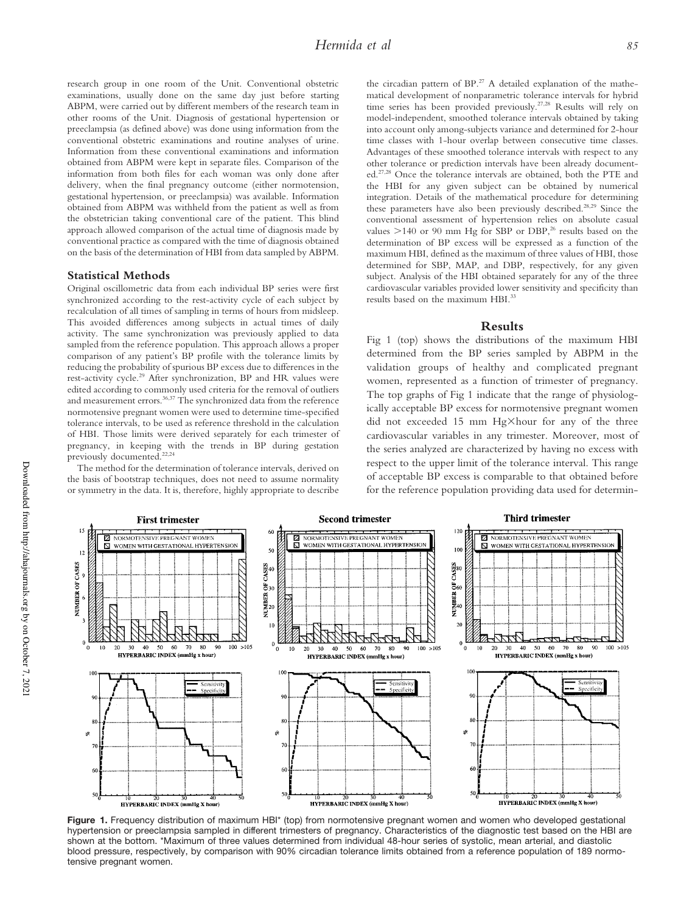research group in one room of the Unit. Conventional obstetric examinations, usually done on the same day just before starting ABPM, were carried out by different members of the research team in other rooms of the Unit. Diagnosis of gestational hypertension or preeclampsia (as defined above) was done using information from the conventional obstetric examinations and routine analyses of urine. Information from these conventional examinations and information obtained from ABPM were kept in separate files. Comparison of the information from both files for each woman was only done after delivery, when the final pregnancy outcome (either normotension, gestational hypertension, or preeclampsia) was available. Information obtained from ABPM was withheld from the patient as well as from the obstetrician taking conventional care of the patient. This blind approach allowed comparison of the actual time of diagnosis made by conventional practice as compared with the time of diagnosis obtained on the basis of the determination of HBI from data sampled by ABPM.

### Statistical Methods

Original oscillometric data from each individual BP series were first synchronized according to the rest-activity cycle of each subject by recalculation of all times of sampling in terms of hours from midsleep. This avoided differences among subjects in actual times of daily activity. The same synchronization was previously applied to data sampled from the reference population. This approach allows a proper comparison of any patient's BP profile with the tolerance limits by reducing the probability of spurious BP excess due to differences in the rest-activity cycle.[29] After synchronization, BP and HR values were edited according to commonly used criteria for the removal of outliers and measurement errors.[36,37] The synchronized data from the reference normotensive pregnant women were used to determine time-specified tolerance intervals, to be used as reference threshold in the calculation of HBI. Those limits were derived separately for each trimester of pregnancy, in keeping with the trends in BP during gestation previously documented.[22,24]

The method for the determination of tolerance intervals, derived on the basis of bootstrap techniques, does not need to assume normality or symmetry in the data. It is, therefore, highly appropriate to describe the circadian pattern of BP.[27] A detailed explanation of the mathematical development of nonparametric tolerance intervals for hybrid time series has been provided previously.[27,28] Results will rely on model-independent, smoothed tolerance intervals obtained by taking into account only among-subjects variance and determined for 2-hour time classes with 1-hour overlap between consecutive time classes. Advantages of these smoothed tolerance intervals with respect to any other tolerance or prediction intervals have been already documented.[27,28] Once the tolerance intervals are obtained, both the PTE and the HBI for any given subject can be obtained by numerical integration. Details of the mathematical procedure for determining these parameters have also been previously described.[28,29] Since the conventional assessment of hypertension relies on absolute casual values >140 or 90 mm Hg for SBP or DBP,[26] results based on the determination of BP excess will be expressed as a function of the maximum HBI, defined as the maximum of three values of HBI, those determined for SBP, MAP, and DBP, respectively, for any given subject. Analysis of the HBI obtained separately for any of the three cardiovascular variables provided lower sensitivity and specificity than results based on the maximum HBI.[33]

## Results

Fig 1 (top) shows the distributions of the maximum HBI determined from the BP series sampled by ABPM in the validation groups of healthy and complicated pregnant women, represented as a function of trimester of pregnancy. The top graphs of Fig 1 indicate that the range of physiologically acceptable BP excess for normotensive pregnant women did not exceeded 15 mm Hg×hour for any of the three cardiovascular variables in any trimester. Moreover, most of the series analyzed are characterized by having no excess with respect to the upper limit of the tolerance interval. This range of acceptable BP excess is comparable to that obtained before for the reference population providing data used for determin-

First trimester
Second trimester
Third trimester
NORMOTENSIVE PREGNANT WOMEN
WOMEN WITH GESTATIONAL HYPERTENSION
NUMBER OF CASES
HYPERBARIC INDEX (mmHg x hour)
0 10 20 30 40 50 60 70 80 90 100 >105
Sensitivity
Specificity
%
HYPERBARIC INDEX (mmHg X hour)
0 10 20 30 40 50

**Figure 1.** Frequency distribution of maximum HBI* (top) from normotensive pregnant women and women who developed gestational hypertension or preeclampsia sampled in different trimesters of pregnancy. Characteristics of the diagnostic test based on the HBI are shown at the bottom. *Maximum of three values determined from individual 48-hour series of systolic, mean arterial, and diastolic blood pressure, respectively, by comparison with 90% circadian tolerance limits obtained from a reference population of 189 normotensive pregnant women.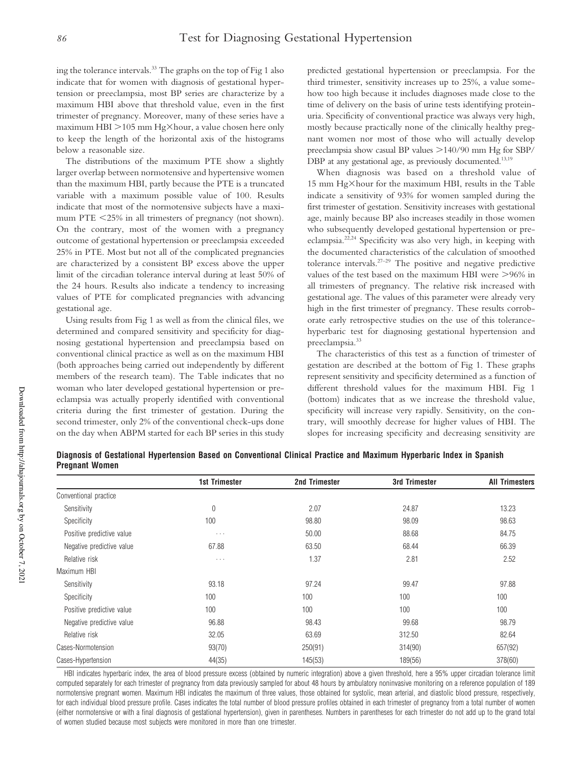ing the tolerance intervals.[33] The graphs on the top of Fig 1 also indicate that for women with diagnosis of gestational hypertension or preeclampsia, most BP series are characterize by a maximum HBI above that threshold value, even in the first trimester of pregnancy. Moreover, many of these series have a maximum HBI >105 mm Hg×hour, a value chosen here only to keep the length of the horizontal axis of the histograms below a reasonable size.

The distributions of the maximum PTE show a slightly larger overlap between normotensive and hypertensive women than the maximum HBI, partly because the PTE is a truncated variable with a maximum possible value of 100. Results indicate that most of the normotensive subjects have a maximum PTE <25% in all trimesters of pregnancy (not shown). On the contrary, most of the women with a pregnancy outcome of gestational hypertension or preeclampsia exceeded 25% in PTE. Most but not all of the complicated pregnancies are characterized by a consistent BP excess above the upper limit of the circadian tolerance interval during at least 50% of the 24 hours. Results also indicate a tendency to increasing values of PTE for complicated pregnancies with advancing gestational age.

Using results from Fig 1 as well as from the clinical files, we determined and compared sensitivity and specificity for diagnosing gestational hypertension and preeclampsia based on conventional clinical practice as well as on the maximum HBI (both approaches being carried out independently by different members of the research team). The Table indicates that no woman who later developed gestational hypertension or preeclampsia was actually properly identified with conventional criteria during the first trimester of gestation. During the second trimester, only 2% of the conventional check-ups done on the day when ABPM started for each BP series in this study predicted gestational hypertension or preeclampsia. For the third trimester, sensitivity increases up to 25%, a value somehow too high because it includes diagnoses made close to the time of delivery on the basis of urine tests identifying proteinuria. Specificity of conventional practice was always very high, mostly because practically none of the clinically healthy pregnant women nor most of those who will actually develop preeclampsia show casual BP values >140/90 mm Hg for SBP/DBP at any gestational age, as previously documented.[13,19]

When diagnosis was based on a threshold value of 15 mm Hg×hour for the maximum HBI, results in the Table indicate a sensitivity of 93% for women sampled during the first trimester of gestation. Sensitivity increases with gestational age, mainly because BP also increases steadily in those women who subsequently developed gestational hypertension or preeclampsia.[22,24] Specificity was also very high, in keeping with the documented characteristics of the calculation of smoothed tolerance intervals.[27–29] The positive and negative predictive values of the test based on the maximum HBI were >96% in all trimesters of pregnancy. The relative risk increased with gestational age. The values of this parameter were already very high in the first trimester of pregnancy. These results corroborate early retrospective studies on the use of this tolerance-hyperbaric test for diagnosing gestational hypertension and preeclampsia.[33]

The characteristics of this test as a function of trimester of gestation are described at the bottom of Fig 1. These graphs represent sensitivity and specificity determined as a function of different threshold values for the maximum HBI. Fig 1 (bottom) indicates that as we increase the threshold value, specificity will increase very rapidly. Sensitivity, on the contrary, will smoothly decrease for higher values of HBI. The slopes for increasing specificity and decreasing sensitivity are

**Diagnosis of Gestational Hypertension Based on Conventional Clinical Practice and Maximum Hyperbaric Index in Spanish Pregnant Women**

| | 1st Trimester | 2nd Trimester | 3rd Trimester | All Trimesters |
|---|---|---|---|---|
| Conventional practice | | | | |
| Sensitivity | 0 | 2.07 | 24.87 | 13.23 |
| Specificity | 100 | 98.80 | 98.09 | 98.63 |
| Positive predictive value | . . . | 50.00 | 88.68 | 84.75 |
| Negative predictive value | 67.88 | 63.50 | 68.44 | 66.39 |
| Relative risk | . . . | 1.37 | 2.81 | 2.52 |
| Maximum HBI | | | | |
| Sensitivity | 93.18 | 97.24 | 99.47 | 97.88 |
| Specificity | 100 | 100 | 100 | 100 |
| Positive predictive value | 100 | 100 | 100 | 100 |
| Negative predictive value | 96.88 | 98.43 | 99.68 | 98.79 |
| Relative risk | 32.05 | 63.69 | 312.50 | 82.64 |
| Cases-Normotension | 93(70) | 250(91) | 314(90) | 657(92) |
| Cases-Hypertension | 44(35) | 145(53) | 189(56) | 378(60) |

HBI indicates hyperbaric index, the area of blood pressure excess (obtained by numeric integration) above a given threshold, here a 95% upper circadian tolerance limit computed separately for each trimester of pregnancy from data previously sampled for about 48 hours by ambulatory noninvasive monitoring on a reference population of 189 normotensive pregnant women. Maximum HBI indicates the maximum of three values, those obtained for systolic, mean arterial, and diastolic blood pressure, respectively, for each individual blood pressure profile. Cases indicates the total number of blood pressure profiles obtained in each trimester of pregnancy from a total number of women (either normotensive or with a final diagnosis of gestational hypertension), given in parentheses. Numbers in parentheses for each trimester do not add up to the grand total of women studied because most subjects were monitored in more than one trimester.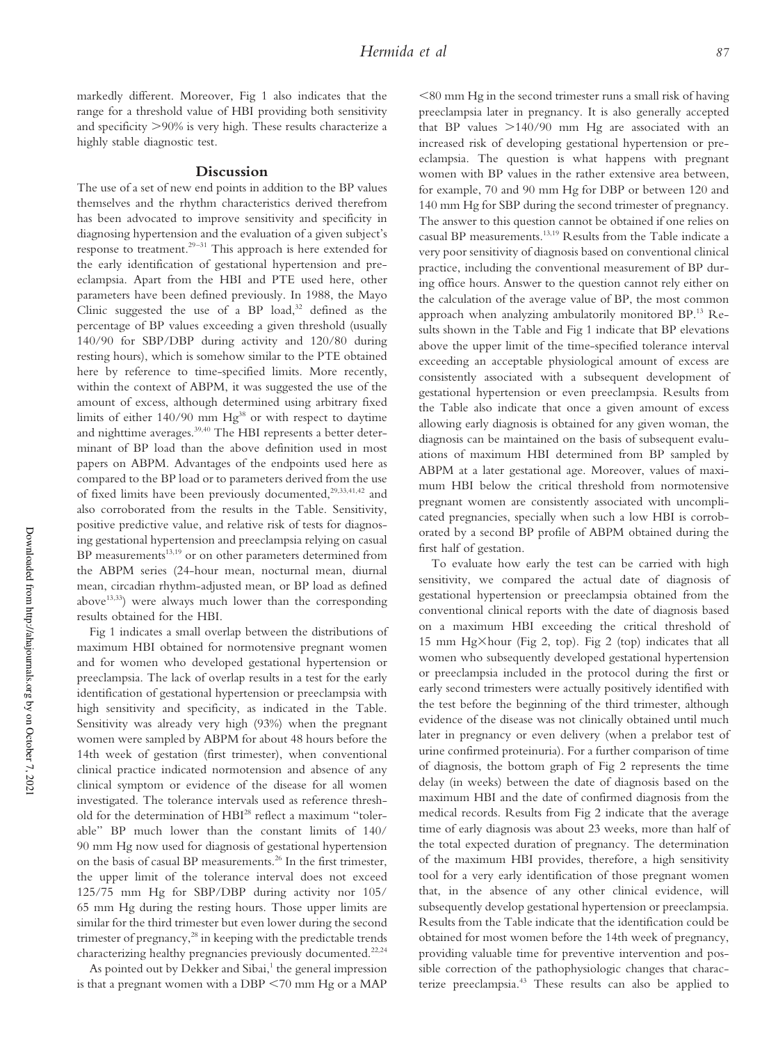markedly different. Moreover, Fig 1 also indicates that the range for a threshold value of HBI providing both sensitivity and specificity >90% is very high. These results characterize a highly stable diagnostic test.

## Discussion

The use of a set of new end points in addition to the BP values themselves and the rhythm characteristics derived therefrom has been advocated to improve sensitivity and specificity in diagnosing hypertension and the evaluation of a given subject's response to treatment.[29–31] This approach is here extended for the early identification of gestational hypertension and preeclampsia. Apart from the HBI and PTE used here, other parameters have been defined previously. In 1988, the Mayo Clinic suggested the use of a BP load,[32] defined as the percentage of BP values exceeding a given threshold (usually 140/90 for SBP/DBP during activity and 120/80 during resting hours), which is somehow similar to the PTE obtained here by reference to time-specified limits. More recently, within the context of ABPM, it was suggested the use of the amount of excess, although determined using arbitrary fixed limits of either 140/90 mm Hg[38] or with respect to daytime and nighttime averages.[39,40] The HBI represents a better determinant of BP load than the above definition used in most papers on ABPM. Advantages of the endpoints used here as compared to the BP load or to parameters derived from the use of fixed limits have been previously documented,[29,33,41,42] and also corroborated from the results in the Table. Sensitivity, positive predictive value, and relative risk of tests for diagnosing gestational hypertension and preeclampsia relying on casual BP measurements[13,19] or on other parameters determined from the ABPM series (24-hour mean, nocturnal mean, diurnal mean, circadian rhythm-adjusted mean, or BP load as defined above[13,33]) were always much lower than the corresponding results obtained for the HBI.

Fig 1 indicates a small overlap between the distributions of maximum HBI obtained for normotensive pregnant women and for women who developed gestational hypertension or preeclampsia. The lack of overlap results in a test for the early identification of gestational hypertension or preeclampsia with high sensitivity and specificity, as indicated in the Table. Sensitivity was already very high (93%) when the pregnant women were sampled by ABPM for about 48 hours before the 14th week of gestation (first trimester), when conventional clinical practice indicated normotension and absence of any clinical symptom or evidence of the disease for all women investigated. The tolerance intervals used as reference threshold for the determination of HBI[28] reflect a maximum "tolerable" BP much lower than the constant limits of 140/90 mm Hg now used for diagnosis of gestational hypertension on the basis of casual BP measurements.[26] In the first trimester, the upper limit of the tolerance interval does not exceed 125/75 mm Hg for SBP/DBP during activity nor 105/65 mm Hg during the resting hours. Those upper limits are similar for the third trimester but even lower during the second trimester of pregnancy,[28] in keeping with the predictable trends characterizing healthy pregnancies previously documented.[22,24]

As pointed out by Dekker and Sibai,[1] the general impression is that a pregnant women with a DBP <70 mm Hg or a MAP <80 mm Hg in the second trimester runs a small risk of having preeclampsia later in pregnancy. It is also generally accepted that BP values >140/90 mm Hg are associated with an increased risk of developing gestational hypertension or preeclampsia. The question is what happens with pregnant women with BP values in the rather extensive area between, for example, 70 and 90 mm Hg for DBP or between 120 and 140 mm Hg for SBP during the second trimester of pregnancy. The answer to this question cannot be obtained if one relies on casual BP measurements.[13,19] Results from the Table indicate a very poor sensitivity of diagnosis based on conventional clinical practice, including the conventional measurement of BP during office hours. Answer to the question cannot rely either on the calculation of the average value of BP, the most common approach when analyzing ambulatorily monitored BP.[13] Results shown in the Table and Fig 1 indicate that BP elevations above the upper limit of the time-specified tolerance interval exceeding an acceptable physiological amount of excess are consistently associated with a subsequent development of gestational hypertension or even preeclampsia. Results from the Table also indicate that once a given amount of excess allowing early diagnosis is obtained for any given woman, the diagnosis can be maintained on the basis of subsequent evaluations of maximum HBI determined from BP sampled by ABPM at a later gestational age. Moreover, values of maximum HBI below the critical threshold from normotensive pregnant women are consistently associated with uncomplicated pregnancies, specially when such a low HBI is corroborated by a second BP profile of ABPM obtained during the first half of gestation.

To evaluate how early the test can be carried with high sensitivity, we compared the actual date of diagnosis of gestational hypertension or preeclampsia obtained from the conventional clinical reports with the date of diagnosis based on a maximum HBI exceeding the critical threshold of 15 mm Hg×hour (Fig 2, top). Fig 2 (top) indicates that all women who subsequently developed gestational hypertension or preeclampsia included in the protocol during the first or early second trimesters were actually positively identified with the test before the beginning of the third trimester, although evidence of the disease was not clinically obtained until much later in pregnancy or even delivery (when a prelabor test of urine confirmed proteinuria). For a further comparison of time of diagnosis, the bottom graph of Fig 2 represents the time delay (in weeks) between the date of diagnosis based on the maximum HBI and the date of confirmed diagnosis from the medical records. Results from Fig 2 indicate that the average time of early diagnosis was about 23 weeks, more than half of the total expected duration of pregnancy. The determination of the maximum HBI provides, therefore, a high sensitivity tool for a very early identification of those pregnant women that, in the absence of any other clinical evidence, will subsequently develop gestational hypertension or preeclampsia. Results from the Table indicate that the identification could be obtained for most women before the 14th week of pregnancy, providing valuable time for preventive intervention and possible correction of the pathophysiologic changes that characterize preeclampsia.[43] These results can also be applied to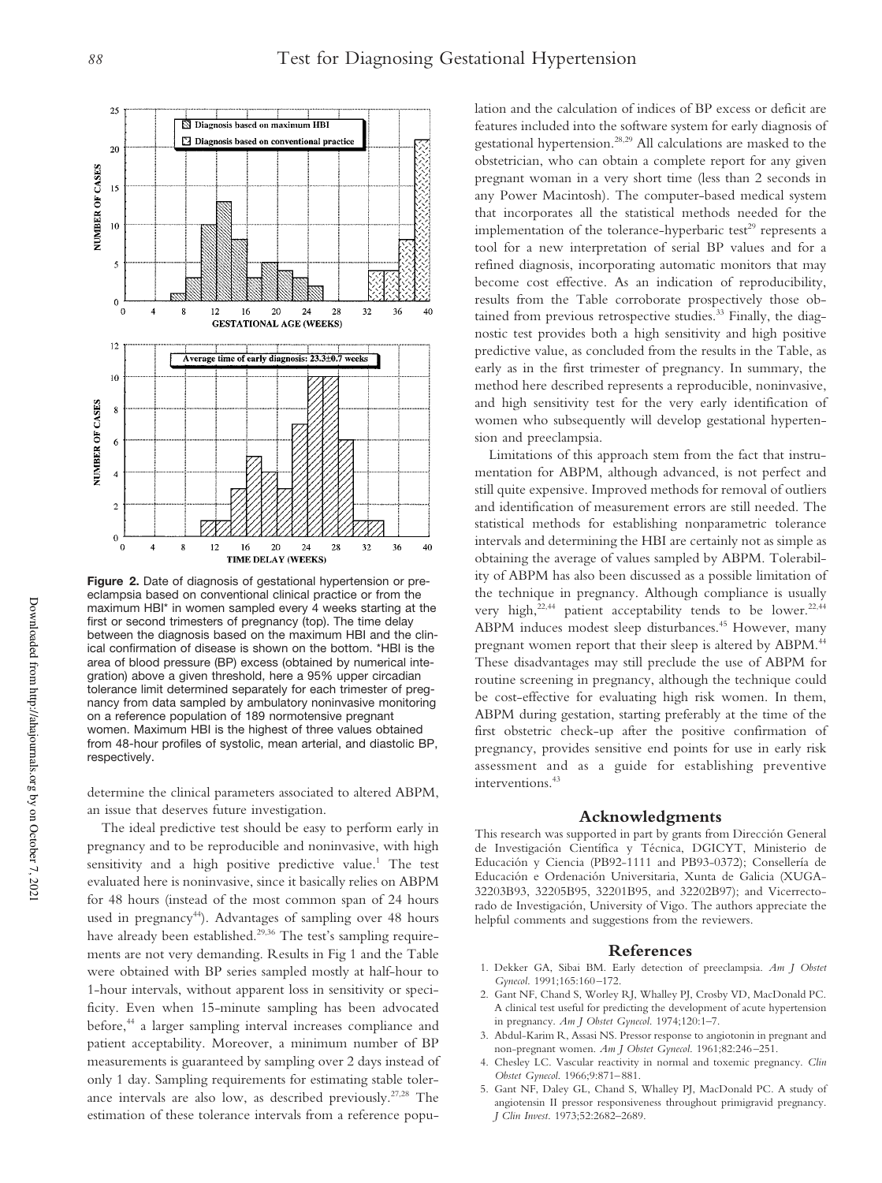25

Diagnosis based on maximum HBI

Diagnosis based on conventional practice

NUMBER OF CASES

GESTATIONAL AGE (WEEKS)

0 4 8 12 16 20 24 28 32 36 40

Average time of early diagnosis: 23.3±0.7 weeks

NUMBER OF CASES

TIME DELAY (WEEKS)

0 4 8 12 16 20 24 28 32 36 40

**Figure 2.** Date of diagnosis of gestational hypertension or preeclampsia based on conventional clinical practice or from the maximum HBI* in women sampled every 4 weeks starting at the first or second trimesters of pregnancy (top). The time delay between the diagnosis based on the maximum HBI and the clinical confirmation of disease is shown on the bottom. *HBI is the area of blood pressure (BP) excess (obtained by numerical integration) above a given threshold, here a 95% upper circadian tolerance limit determined separately for each trimester of pregnancy from data sampled by ambulatory noninvasive monitoring on a reference population of 189 normotensive pregnant women. Maximum HBI is the highest of three values obtained from 48-hour profiles of systolic, mean arterial, and diastolic BP, respectively.

determine the clinical parameters associated to altered ABPM, an issue that deserves future investigation.

The ideal predictive test should be easy to perform early in pregnancy and to be reproducible and noninvasive, with high sensitivity and a high positive predictive value.[1] The test evaluated here is noninvasive, since it basically relies on ABPM for 48 hours (instead of the most common span of 24 hours used in pregnancy[44]). Advantages of sampling over 48 hours have already been established.[29,36] The test's sampling requirements are not very demanding. Results in Fig 1 and the Table were obtained with BP series sampled mostly at half-hour to 1-hour intervals, without apparent loss in sensitivity or specificity. Even when 15-minute sampling has been advocated before,[44] a larger sampling interval increases compliance and patient acceptability. Moreover, a minimum number of BP measurements is guaranteed by sampling over 2 days instead of only 1 day. Sampling requirements for estimating stable tolerance intervals are also low, as described previously.[27,28] The estimation of these tolerance intervals from a reference population and the calculation of indices of BP excess or deficit are features included into the software system for early diagnosis of gestational hypertension.[28,29] All calculations are masked to the obstetrician, who can obtain a complete report for any given pregnant woman in a very short time (less than 2 seconds in any Power Macintosh). The computer-based medical system that incorporates all the statistical methods needed for the implementation of the tolerance-hyperbaric test[29] represents a tool for a new interpretation of serial BP values and for a refined diagnosis, incorporating automatic monitors that may become cost effective. As an indication of reproducibility, results from the Table corroborate prospectively those obtained from previous retrospective studies.[33] Finally, the diagnostic test provides both a high sensitivity and high positive predictive value, as concluded from the results in the Table, as early as in the first trimester of pregnancy. In summary, the method here described represents a reproducible, noninvasive, and high sensitivity test for the very early identification of women who subsequently will develop gestational hypertension and preeclampsia.

Limitations of this approach stem from the fact that instrumentation for ABPM, although advanced, is not perfect and still quite expensive. Improved methods for removal of outliers and identification of measurement errors are still needed. The statistical methods for establishing nonparametric tolerance intervals and determining the HBI are certainly not as simple as obtaining the average of values sampled by ABPM. Tolerability of ABPM has also been discussed as a possible limitation of the technique in pregnancy. Although compliance is usually very high,[22,44] patient acceptability tends to be lower.[22,44] ABPM induces modest sleep disturbances.[45] However, many pregnant women report that their sleep is altered by ABPM.[44] These disadvantages may still preclude the use of ABPM for routine screening in pregnancy, although the technique could be cost-effective for evaluating high risk women. In them, ABPM during gestation, starting preferably at the time of the first obstetric check-up after the positive confirmation of pregnancy, provides sensitive end points for use in early risk assessment and as a guide for establishing preventive interventions.[43]

## Acknowledgments

This research was supported in part by grants from Dirección General de Investigación Científica y Técnica, DGICYT, Ministerio de Educación y Ciencia (PB92-1111 and PB93-0372); Consellería de Educación e Ordenación Universitaria, Xunta de Galicia (XUGA-32203B93, 32205B95, 32201B95, and 32202B97); and Vicerrectorado de Investigación, University of Vigo. The authors appreciate the helpful comments and suggestions from the reviewers.

## References

1. Dekker GA, Sibai BM. Early detection of preeclampsia. *Am J Obstet Gynecol.* 1991;165:160–172.
2. Gant NF, Chand S, Worley RJ, Whalley PJ, Crosby VD, MacDonald PC. A clinical test useful for predicting the development of acute hypertension in pregnancy. *Am J Obstet Gynecol.* 1974;120:1–7.
3. Abdul-Karim R, Assasi NS. Pressor response to angiotonin in pregnant and non-pregnant women. *Am J Obstet Gynecol.* 1961;82:246–251.
4. Chesley LC. Vascular reactivity in normal and toxemic pregnancy. *Clin Obstet Gynecol.* 1966;9:871–881.
5. Gant NF, Daley GL, Chand S, Whalley PJ, MacDonald PC. A study of angiotensin II pressor responsiveness throughout primigravid pregnancy. *J Clin Invest.* 1973;52:2682–2689.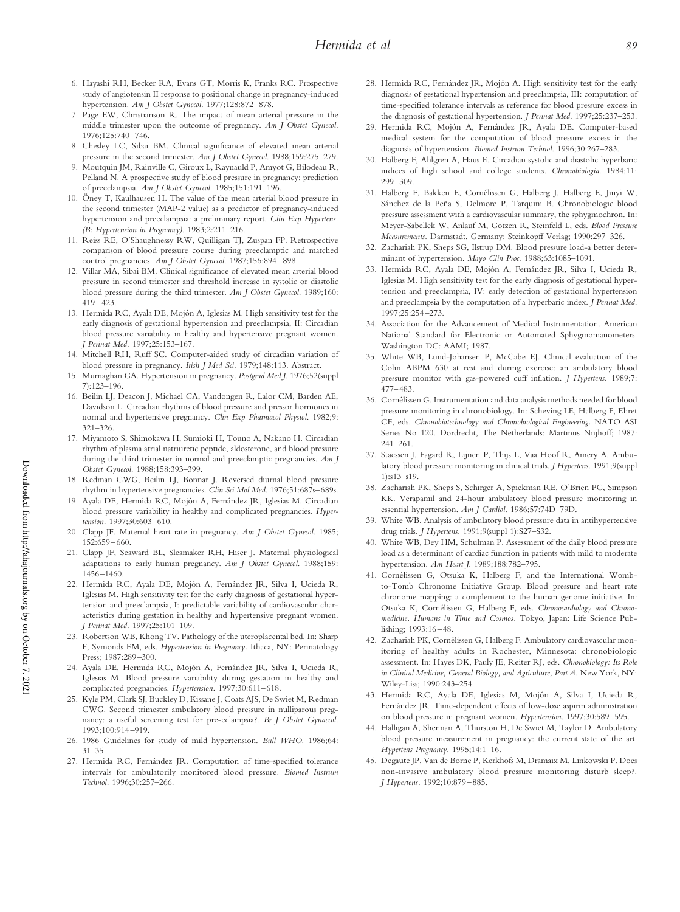6. Hayashi RH, Becker RA, Evans GT, Morris K, Franks RC. Prospective study of angiotensin II response to positional change in pregnancy-induced hypertension. *Am J Obstet Gynecol*. 1977;128:872–878.
7. Page EW, Christianson R. The impact of mean arterial pressure in the middle trimester upon the outcome of pregnancy. *Am J Obstet Gynecol*. 1976;125:740–746.
8. Chesley LC, Sibai BM. Clinical significance of elevated mean arterial pressure in the second trimester. *Am J Obstet Gynecol*. 1988;159:275–279.
9. Moutquin JM, Rainville C, Giroux L, Raynauld P, Amyot G, Bilodeau R, Pelland N. A prospective study of blood pressure in pregnancy: prediction of preeclampsia. *Am J Obstet Gynecol*. 1985;151:191–196.
10. Öney T, Kaulhausen H. The value of the mean arterial blood pressure in the second trimester (MAP-2 value) as a predictor of pregnancy-induced hypertension and preeclampsia: a preliminary report. *Clin Exp Hypertens. (B: Hypertension in Pregnancy)*. 1983;2:211–216.
11. Reiss RE, O'Shaughnessy RW, Quilligan TJ, Zuspan FP. Retrospective comparison of blood pressure course during preeclamptic and matched control pregnancies. *Am J Obstet Gynecol*. 1987;156:894–898.
12. Villar MA, Sibai BM. Clinical significance of elevated mean arterial blood pressure in second trimester and threshold increase in systolic or diastolic blood pressure during the third trimester. *Am J Obstet Gynecol*. 1989;160: 419–423.
13. Hermida RC, Ayala DE, Mojón A, Iglesias M. High sensitivity test for the early diagnosis of gestational hypertension and preeclampsia, II: Circadian blood pressure variability in healthy and hypertensive pregnant women. *J Perinat Med*. 1997;25:153–167.
14. Mitchell RH, Ruff SC. Computer-aided study of circadian variation of blood pressure in pregnancy. *Irish J Med Sci*. 1979;148:113. Abstract.
15. Murnaghan GA. Hypertension in pregnancy. *Postgrad Med J*. 1976;52(suppl 7):123–196.
16. Beilin LJ, Deacon J, Michael CA, Vandongen R, Lalor CM, Barden AE, Davidson L. Circadian rhythms of blood pressure and pressor hormones in normal and hypertensive pregnancy. *Clin Exp Pharmacol Physiol*. 1982;9: 321–326.
17. Miyamoto S, Shimokawa H, Sumioki H, Touno A, Nakano H. Circadian rhythm of plasma atrial natriuretic peptide, aldosterone, and blood pressure during the third trimester in normal and preeclamptic pregnancies. *Am J Obstet Gynecol*. 1988;158:393–399.
18. Redman CWG, Beilin LJ, Bonnar J. Reversed diurnal blood pressure rhythm in hypertensive pregnancies. *Clin Sci Mol Med*. 1976;51:687s–689s.
19. Ayala DE, Hermida RC, Mojón A, Fernández JR, Iglesias M. Circadian blood pressure variability in healthy and complicated pregnancies. *Hypertension*. 1997;30:603–610.
20. Clapp JF. Maternal heart rate in pregnancy. *Am J Obstet Gynecol*. 1985; 152:659–660.
21. Clapp JF, Seaward BL, Sleamaker RH, Hiser J. Maternal physiological adaptations to early human pregnancy. *Am J Obstet Gynecol*. 1988;159: 1456–1460.
22. Hermida RC, Ayala DE, Mojón A, Fernández JR, Silva I, Ucieda R, Iglesias M. High sensitivity test for the early diagnosis of gestational hypertension and preeclampsia, I: predictable variability of cardiovascular characteristics during gestation in healthy and hypertensive pregnant women. *J Perinat Med*. 1997;25:101–109.
23. Robertson WB, Khong TV. Pathology of the uteroplacental bed. In: Sharp F, Symonds EM, eds. *Hypertension in Pregnancy*. Ithaca, NY: Perinatology Press; 1987:289–300.
24. Ayala DE, Hermida RC, Mojón A, Fernández JR, Silva I, Ucieda R, Iglesias M. Blood pressure variability during gestation in healthy and complicated pregnancies. *Hypertension*. 1997;30:611–618.
25. Kyle PM, Clark SJ, Buckley D, Kissane J, Coats AJS, De Swiet M, Redman CWG. Second trimester ambulatory blood pressure in nulliparous pregnancy: a useful screening test for pre-eclampsia?. *Br J Obstet Gynaecol*. 1993;100:914–919.
26. 1986 Guidelines for study of mild hypertension. *Bull WHO*. 1986;64: 31–35.
27. Hermida RC, Fernández JR. Computation of time-specified tolerance intervals for ambulatorily monitored blood pressure. *Biomed Instrum Technol*. 1996;30:257–266.
28. Hermida RC, Fernández JR, Mojón A. High sensitivity test for the early diagnosis of gestational hypertension and preeclampsia, III: computation of time-specified tolerance intervals as reference for blood pressure excess in the diagnosis of gestational hypertension. *J Perinat Med*. 1997;25:237–253.
29. Hermida RC, Mojón A, Fernández JR, Ayala DE. Computer-based medical system for the computation of blood pressure excess in the diagnosis of hypertension. *Biomed Instrum Technol*. 1996;30:267–283.
30. Halberg F, Ahlgren A, Haus E. Circadian systolic and diastolic hyperbaric indices of high school and college students. *Chronobiologia*. 1984;11: 299–309.
31. Halberg F, Bakken E, Cornélissen G, Halberg J, Halberg E, Jinyi W, Sánchez de la Peña S, Delmore P, Tarquini B. Chronobiologic blood pressure assessment with a cardiovascular summary, the sphygmochron. In: Meyer-Sabellek W, Anlauf M, Gotzen R, Steinfeld L, eds. *Blood Pressure Measurements*. Darmstadt, Germany: Steinkopff Verlag; 1990:297–326.
32. Zachariah PK, Sheps SG, Ilstrup DM. Blood pressure load-a better determinant of hypertension. *Mayo Clin Proc*. 1988;63:1085–1091.
33. Hermida RC, Ayala DE, Mojón A, Fernández JR, Silva I, Ucieda R, Iglesias M. High sensitivity test for the early diagnosis of gestational hypertension and preeclampsia, IV: early detection of gestational hypertension and preeclampsia by the computation of a hyperbaric index. *J Perinat Med*. 1997;25:254–273.
34. Association for the Advancement of Medical Instrumentation. American National Standard for Electronic or Automated Sphygmomanometers. Washington DC: AAMI; 1987.
35. White WB, Lund-Johansen P, McCabe EJ. Clinical evaluation of the Colin ABPM 630 at rest and during exercise: an ambulatory blood pressure monitor with gas-powered cuff inflation. *J Hypertens*. 1989;7: 477–483.
36. Cornélissen G. Instrumentation and data analysis methods needed for blood pressure monitoring in chronobiology. In: Scheving LE, Halberg F, Ehret CF, eds. *Chronobiotechnology and Chronobiological Engineering*. NATO ASI Series No 120. Dordrecht, The Netherlands: Martinus Nijhoff; 1987: 241–261.
37. Staessen J, Fagard R, Lijnen P, Thijs L, Vaa Hoof R, Amery A. Ambulatory blood pressure monitoring in clinical trials. *J Hypertens*. 1991;9(suppl 1):s13–s19.
38. Zachariah PK, Sheps S, Schirger A, Spiekman RE, O'Brien PC, Simpson KK. Verapamil and 24-hour ambulatory blood pressure monitoring in essential hypertension. *Am J Cardiol*. 1986;57:74D–79D.
39. White WB. Analysis of ambulatory blood pressure data in antihypertensive drug trials. *J Hypertens*. 1991;9(suppl 1):S27–S32.
40. White WB, Dey HM, Schulman P. Assessment of the daily blood pressure load as a determinant of cardiac function in patients with mild to moderate hypertension. *Am Heart J*. 1989;188:782–795.
41. Cornélissen G, Otsuka K, Halberg F, and the International Womb-to-Tomb Chronome Initiative Group. Blood pressure and heart rate chronome mapping: a complement to the human genome initiative. In: Otsuka K, Cornélissen G, Halberg F, eds. *Chronocardiology and Chronomedicine. Humans in Time and Cosmos*. Tokyo, Japan: Life Science Publishing; 1993:16–48.
42. Zachariah PK, Cornélissen G, Halberg F. Ambulatory cardiovascular monitoring of healthy adults in Rochester, Minnesota: chronobiologic assessment. In: Hayes DK, Pauly JE, Reiter RJ, eds. *Chronobiology: Its Role in Clinical Medicine, General Biology, and Agriculture, Part A*. New York, NY: Wiley-Liss; 1990:243–254.
43. Hermida RC, Ayala DE, Iglesias M, Mojón A, Silva I, Ucieda R, Fernández JR. Time-dependent effects of low-dose aspirin administration on blood pressure in pregnant women. *Hypertension*. 1997;30:589–595.
44. Halligan A, Shennan A, Thurston H, De Swiet M, Taylor D. Ambulatory blood pressure measurement in pregnancy: the current state of the art. *Hypertens Pregnancy*. 1995;14:1–16.
45. Degaute JP, Van de Borne P, Kerkhofs M, Dramaix M, Linkowski P. Does non-invasive ambulatory blood pressure monitoring disturb sleep?. *J Hypertens*. 1992;10:879–885.